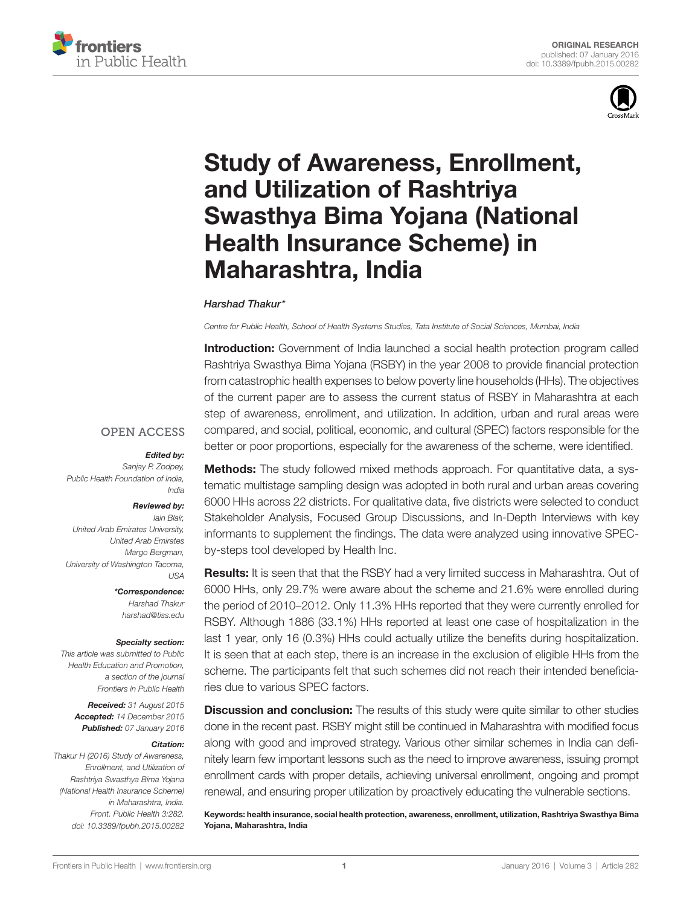ORIGINAL RESEARCH
published: 07 January 2016
doi: 10.3389/fpubh.2015.00282

# Study of Awareness, Enrollment, and Utilization of Rashtriya Swasthya Bima Yojana (National Health Insurance Scheme) in Maharashtra, India

*Harshad Thakur\**

*Centre for Public Health, School of Health Systems Studies, Tata Institute of Social Sciences, Mumbai, India*

**Introduction:** Government of India launched a social health protection program called Rashtriya Swasthya Bima Yojana (RSBY) in the year 2008 to provide financial protection from catastrophic health expenses to below poverty line households (HHs). The objectives of the current paper are to assess the current status of RSBY in Maharashtra at each step of awareness, enrollment, and utilization. In addition, urban and rural areas were compared, and social, political, economic, and cultural (SPEC) factors responsible for the better or poor proportions, especially for the awareness of the scheme, were identified.

**Methods:** The study followed mixed methods approach. For quantitative data, a systematic multistage sampling design was adopted in both rural and urban areas covering 6000 HHs across 22 districts. For qualitative data, five districts were selected to conduct Stakeholder Analysis, Focused Group Discussions, and In-Depth Interviews with key informants to supplement the findings. The data were analyzed using innovative SPEC-by-steps tool developed by Health Inc.

**Results:** It is seen that that the RSBY had a very limited success in Maharashtra. Out of 6000 HHs, only 29.7% were aware about the scheme and 21.6% were enrolled during the period of 2010–2012. Only 11.3% HHs reported that they were currently enrolled for RSBY. Although 1886 (33.1%) HHs reported at least one case of hospitalization in the last 1 year, only 16 (0.3%) HHs could actually utilize the benefits during hospitalization. It is seen that at each step, there is an increase in the exclusion of eligible HHs from the scheme. The participants felt that such schemes did not reach their intended beneficiaries due to various SPEC factors.

**Discussion and conclusion:** The results of this study were quite similar to other studies done in the recent past. RSBY might still be continued in Maharashtra with modified focus along with good and improved strategy. Various other similar schemes in India can definitely learn few important lessons such as the need to improve awareness, issuing prompt enrollment cards with proper details, achieving universal enrollment, ongoing and prompt renewal, and ensuring proper utilization by proactively educating the vulnerable sections.

**Keywords: health insurance, social health protection, awareness, enrollment, utilization, Rashtriya Swasthya Bima Yojana, Maharashtra, India**

OPEN ACCESS

***Edited by:***
*Sanjay P. Zodpey,*
*Public Health Foundation of India, India*

***Reviewed by:***
*Iain Blair,*
*United Arab Emirates University, United Arab Emirates*
*Margo Bergman,*
*University of Washington Tacoma, USA*

***\*Correspondence:***
*Harshad Thakur*
*harshad@tiss.edu*

***Specialty section:***
*This article was submitted to Public Health Education and Promotion, a section of the journal Frontiers in Public Health*

***Received:*** *31 August 2015*
***Accepted:*** *14 December 2015*
***Published:*** *07 January 2016*

***Citation:***
*Thakur H (2016) Study of Awareness, Enrollment, and Utilization of Rashtriya Swasthya Bima Yojana (National Health Insurance Scheme) in Maharashtra, India. Front. Public Health 3:282. doi: 10.3389/fpubh.2015.00282*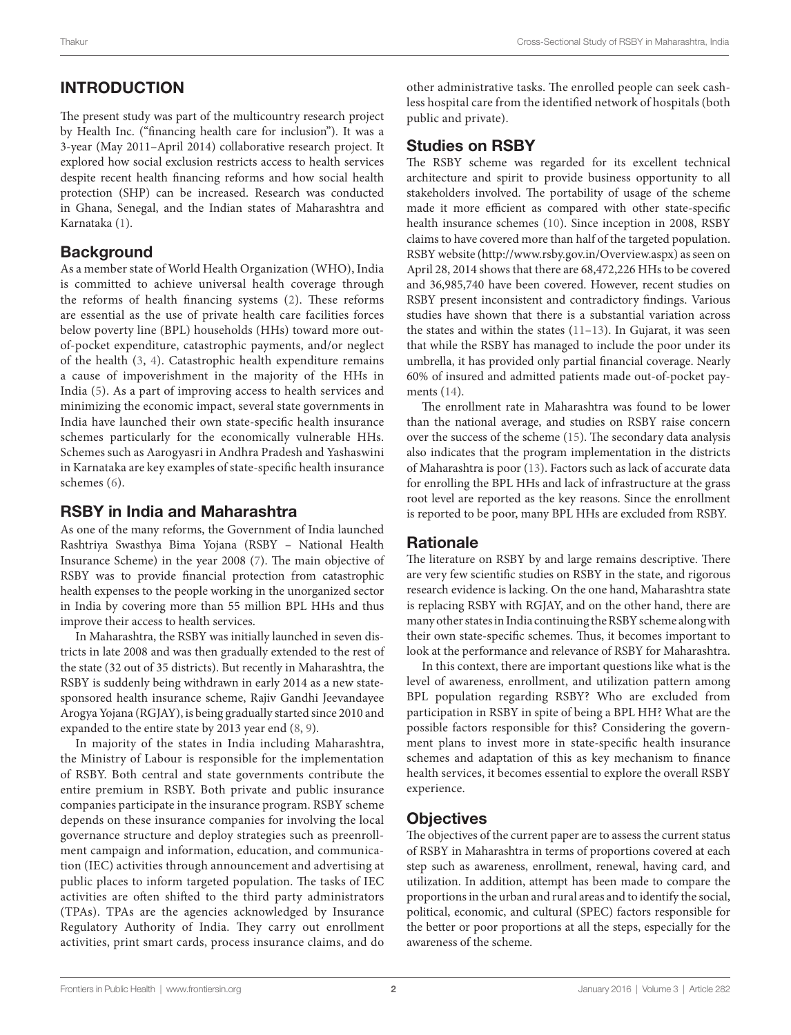## INTRODUCTION

The present study was part of the multicountry research project by Health Inc. ("financing health care for inclusion"). It was a 3-year (May 2011–April 2014) collaborative research project. It explored how social exclusion restricts access to health services despite recent health financing reforms and how social health protection (SHP) can be increased. Research was conducted in Ghana, Senegal, and the Indian states of Maharashtra and Karnataka (1).

### Background

As a member state of World Health Organization (WHO), India is committed to achieve universal health coverage through the reforms of health financing systems (2). These reforms are essential as the use of private health care facilities forces below poverty line (BPL) households (HHs) toward more out-of-pocket expenditure, catastrophic payments, and/or neglect of the health (3, 4). Catastrophic health expenditure remains a cause of impoverishment in the majority of the HHs in India (5). As a part of improving access to health services and minimizing the economic impact, several state governments in India have launched their own state-specific health insurance schemes particularly for the economically vulnerable HHs. Schemes such as Aarogyasri in Andhra Pradesh and Yashaswini in Karnataka are key examples of state-specific health insurance schemes (6).

### RSBY in India and Maharashtra

As one of the many reforms, the Government of India launched Rashtriya Swasthya Bima Yojana (RSBY – National Health Insurance Scheme) in the year 2008 (7). The main objective of RSBY was to provide financial protection from catastrophic health expenses to the people working in the unorganized sector in India by covering more than 55 million BPL HHs and thus improve their access to health services.

In Maharashtra, the RSBY was initially launched in seven districts in late 2008 and was then gradually extended to the rest of the state (32 out of 35 districts). But recently in Maharashtra, the RSBY is suddenly being withdrawn in early 2014 as a new state-sponsored health insurance scheme, Rajiv Gandhi Jeevandayee Arogya Yojana (RGJAY), is being gradually started since 2010 and expanded to the entire state by 2013 year end (8, 9).

In majority of the states in India including Maharashtra, the Ministry of Labour is responsible for the implementation of RSBY. Both central and state governments contribute the entire premium in RSBY. Both private and public insurance companies participate in the insurance program. RSBY scheme depends on these insurance companies for involving the local governance structure and deploy strategies such as preenrollment campaign and information, education, and communication (IEC) activities through announcement and advertising at public places to inform targeted population. The tasks of IEC activities are often shifted to the third party administrators (TPAs). TPAs are the agencies acknowledged by Insurance Regulatory Authority of India. They carry out enrollment activities, print smart cards, process insurance claims, and do other administrative tasks. The enrolled people can seek cashless hospital care from the identified network of hospitals (both public and private).

### Studies on RSBY

The RSBY scheme was regarded for its excellent technical architecture and spirit to provide business opportunity to all stakeholders involved. The portability of usage of the scheme made it more efficient as compared with other state-specific health insurance schemes (10). Since inception in 2008, RSBY claims to have covered more than half of the targeted population. RSBY website (http://www.rsby.gov.in/Overview.aspx) as seen on April 28, 2014 shows that there are 68,472,226 HHs to be covered and 36,985,740 have been covered. However, recent studies on RSBY present inconsistent and contradictory findings. Various studies have shown that there is a substantial variation across the states and within the states (11–13). In Gujarat, it was seen that while the RSBY has managed to include the poor under its umbrella, it has provided only partial financial coverage. Nearly 60% of insured and admitted patients made out-of-pocket payments (14).

The enrollment rate in Maharashtra was found to be lower than the national average, and studies on RSBY raise concern over the success of the scheme (15). The secondary data analysis also indicates that the program implementation in the districts of Maharashtra is poor (13). Factors such as lack of accurate data for enrolling the BPL HHs and lack of infrastructure at the grass root level are reported as the key reasons. Since the enrollment is reported to be poor, many BPL HHs are excluded from RSBY.

### Rationale

The literature on RSBY by and large remains descriptive. There are very few scientific studies on RSBY in the state, and rigorous research evidence is lacking. On the one hand, Maharashtra state is replacing RSBY with RGJAY, and on the other hand, there are many other states in India continuing the RSBY scheme along with their own state-specific schemes. Thus, it becomes important to look at the performance and relevance of RSBY for Maharashtra.

In this context, there are important questions like what is the level of awareness, enrollment, and utilization pattern among BPL population regarding RSBY? Who are excluded from participation in RSBY in spite of being a BPL HH? What are the possible factors responsible for this? Considering the government plans to invest more in state-specific health insurance schemes and adaptation of this as key mechanism to finance health services, it becomes essential to explore the overall RSBY experience.

### Objectives

The objectives of the current paper are to assess the current status of RSBY in Maharashtra in terms of proportions covered at each step such as awareness, enrollment, renewal, having card, and utilization. In addition, attempt has been made to compare the proportions in the urban and rural areas and to identify the social, political, economic, and cultural (SPEC) factors responsible for the better or poor proportions at all the steps, especially for the awareness of the scheme.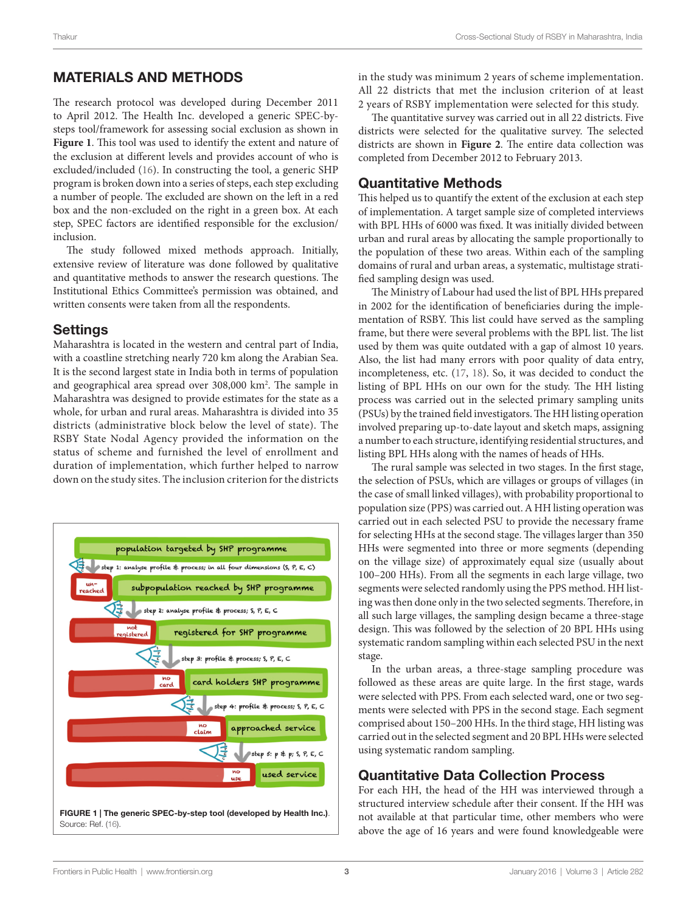## MATERIALS AND METHODS

The research protocol was developed during December 2011 to April 2012. The Health Inc. developed a generic SPEC-by-steps tool/framework for assessing social exclusion as shown in **Figure 1**. This tool was used to identify the extent and nature of the exclusion at different levels and provides account of who is excluded/included (16). In constructing the tool, a generic SHP program is broken down into a series of steps, each step excluding a number of people. The excluded are shown on the left in a red box and the non-excluded on the right in a green box. At each step, SPEC factors are identified responsible for the exclusion/inclusion.

The study followed mixed methods approach. Initially, extensive review of literature was done followed by qualitative and quantitative methods to answer the research questions. The Institutional Ethics Committee's permission was obtained, and written consents were taken from all the respondents.

### Settings

Maharashtra is located in the western and central part of India, with a coastline stretching nearly 720 km along the Arabian Sea. It is the second largest state in India both in terms of population and geographical area spread over 308,000 km². The sample in Maharashtra was designed to provide estimates for the state as a whole, for urban and rural areas. Maharashtra is divided into 35 districts (administrative block below the level of state). The RSBY State Nodal Agency provided the information on the status of scheme and furnished the level of enrollment and duration of implementation, which further helped to narrow down on the study sites. The inclusion criterion for the districts in the study was minimum 2 years of scheme implementation. All 22 districts that met the inclusion criterion of at least 2 years of RSBY implementation were selected for this study.

The quantitative survey was carried out in all 22 districts. Five districts were selected for the qualitative survey. The selected districts are shown in **Figure 2**. The entire data collection was completed from December 2012 to February 2013.

population targeted by SHP programme
step 1: analyse profile & process; in all four dimensions (S, P, E, C)
un-reached | subpopulation reached by SHP programme
step 2: analyse profile & process; S, P, E, C
not registered | registered for SHP programme
step 3: profile & process; S, P, E, C
no card | card holders SHP programme
step 4: profile & process; S, P, E, C
no claim | approached service
step 5: p & p; S, P, E, C
no use | used service

**FIGURE 1 | The generic SPEC-by-step tool (developed by Health Inc.).** Source: Ref. (16).

### Quantitative Methods

This helped us to quantify the extent of the exclusion at each step of implementation. A target sample size of completed interviews with BPL HHs of 6000 was fixed. It was initially divided between urban and rural areas by allocating the sample proportionally to the population of these two areas. Within each of the sampling domains of rural and urban areas, a systematic, multistage stratified sampling design was used.

The Ministry of Labour had used the list of BPL HHs prepared in 2002 for the identification of beneficiaries during the implementation of RSBY. This list could have served as the sampling frame, but there were several problems with the BPL list. The list used by them was quite outdated with a gap of almost 10 years. Also, the list had many errors with poor quality of data entry, incompleteness, etc. (17, 18). So, it was decided to conduct the listing of BPL HHs on our own for the study. The HH listing process was carried out in the selected primary sampling units (PSUs) by the trained field investigators. The HH listing operation involved preparing up-to-date layout and sketch maps, assigning a number to each structure, identifying residential structures, and listing BPL HHs along with the names of heads of HHs.

The rural sample was selected in two stages. In the first stage, the selection of PSUs, which are villages or groups of villages (in the case of small linked villages), with probability proportional to population size (PPS) was carried out. A HH listing operation was carried out in each selected PSU to provide the necessary frame for selecting HHs at the second stage. The villages larger than 350 HHs were segmented into three or more segments (depending on the village size) of approximately equal size (usually about 100–200 HHs). From all the segments in each large village, two segments were selected randomly using the PPS method. HH listing was then done only in the two selected segments. Therefore, in all such large villages, the sampling design became a three-stage design. This was followed by the selection of 20 BPL HHs using systematic random sampling within each selected PSU in the next stage.

In the urban areas, a three-stage sampling procedure was followed as these areas are quite large. In the first stage, wards were selected with PPS. From each selected ward, one or two segments were selected with PPS in the second stage. Each segment comprised about 150–200 HHs. In the third stage, HH listing was carried out in the selected segment and 20 BPL HHs were selected using systematic random sampling.

### Quantitative Data Collection Process

For each HH, the head of the HH was interviewed through a structured interview schedule after their consent. If the HH was not available at that particular time, other members who were above the age of 16 years and were found knowledgeable were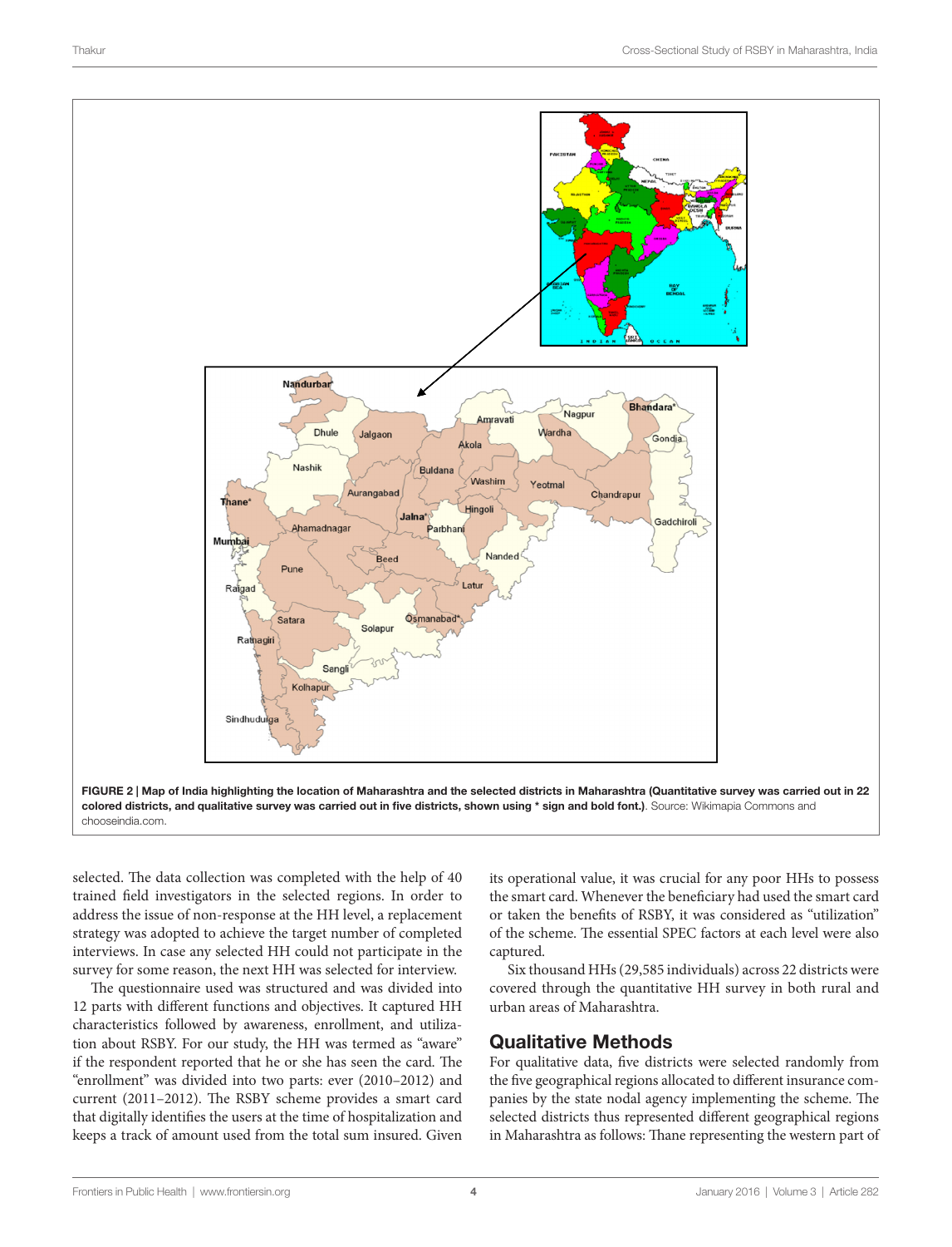FIGURE 2 | **Map of India highlighting the location of Maharashtra and the selected districts in Maharashtra (Quantitative survey was carried out in 22 colored districts, and qualitative survey was carried out in five districts, shown using * sign and bold font.)**. Source: Wikimapia Commons and chooseindia.com.

selected. The data collection was completed with the help of 40 trained field investigators in the selected regions. In order to address the issue of non-response at the HH level, a replacement strategy was adopted to achieve the target number of completed interviews. In case any selected HH could not participate in the survey for some reason, the next HH was selected for interview.

The questionnaire used was structured and was divided into 12 parts with different functions and objectives. It captured HH characteristics followed by awareness, enrollment, and utilization about RSBY. For our study, the HH was termed as "aware" if the respondent reported that he or she has seen the card. The "enrollment" was divided into two parts: ever (2010–2012) and current (2011–2012). The RSBY scheme provides a smart card that digitally identifies the users at the time of hospitalization and keeps a track of amount used from the total sum insured. Given its operational value, it was crucial for any poor HHs to possess the smart card. Whenever the beneficiary had used the smart card or taken the benefits of RSBY, it was considered as "utilization" of the scheme. The essential SPEC factors at each level were also captured.

Six thousand HHs (29,585 individuals) across 22 districts were covered through the quantitative HH survey in both rural and urban areas of Maharashtra.

## Qualitative Methods

For qualitative data, five districts were selected randomly from the five geographical regions allocated to different insurance companies by the state nodal agency implementing the scheme. The selected districts thus represented different geographical regions in Maharashtra as follows: Thane representing the western part of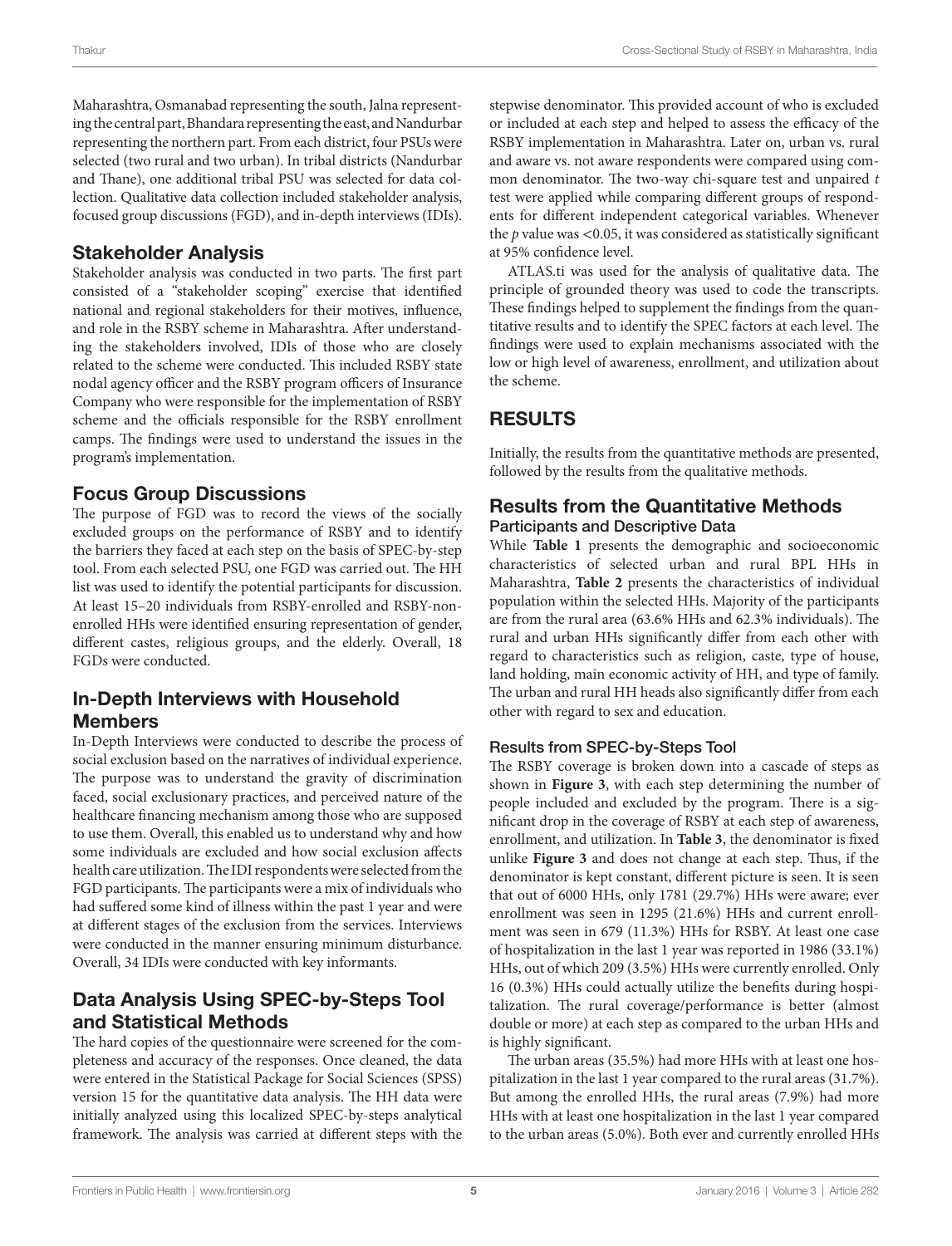Maharashtra, Osmanabad representing the south, Jalna representing the central part, Bhandara representing the east, and Nandurbar representing the northern part. From each district, four PSUs were selected (two rural and two urban). In tribal districts (Nandurbar and Thane), one additional tribal PSU was selected for data collection. Qualitative data collection included stakeholder analysis, focused group discussions (FGD), and in-depth interviews (IDIs).

## Stakeholder Analysis

Stakeholder analysis was conducted in two parts. The first part consisted of a "stakeholder scoping" exercise that identified national and regional stakeholders for their motives, influence, and role in the RSBY scheme in Maharashtra. After understanding the stakeholders involved, IDIs of those who are closely related to the scheme were conducted. This included RSBY state nodal agency officer and the RSBY program officers of Insurance Company who were responsible for the implementation of RSBY scheme and the officials responsible for the RSBY enrollment camps. The findings were used to understand the issues in the program's implementation.

## Focus Group Discussions

The purpose of FGD was to record the views of the socially excluded groups on the performance of RSBY and to identify the barriers they faced at each step on the basis of SPEC-by-step tool. From each selected PSU, one FGD was carried out. The HH list was used to identify the potential participants for discussion. At least 15–20 individuals from RSBY-enrolled and RSBY-nonenrolled HHs were identified ensuring representation of gender, different castes, religious groups, and the elderly. Overall, 18 FGDs were conducted.

## In-Depth Interviews with Household Members

In-Depth Interviews were conducted to describe the process of social exclusion based on the narratives of individual experience. The purpose was to understand the gravity of discrimination faced, social exclusionary practices, and perceived nature of the healthcare financing mechanism among those who are supposed to use them. Overall, this enabled us to understand why and how some individuals are excluded and how social exclusion affects health care utilization. The IDI respondents were selected from the FGD participants. The participants were a mix of individuals who had suffered some kind of illness within the past 1 year and were at different stages of the exclusion from the services. Interviews were conducted in the manner ensuring minimum disturbance. Overall, 34 IDIs were conducted with key informants.

## Data Analysis Using SPEC-by-Steps Tool and Statistical Methods

The hard copies of the questionnaire were screened for the completeness and accuracy of the responses. Once cleaned, the data were entered in the Statistical Package for Social Sciences (SPSS) version 15 for the quantitative data analysis. The HH data were initially analyzed using this localized SPEC-by-steps analytical framework. The analysis was carried at different steps with the stepwise denominator. This provided account of who is excluded or included at each step and helped to assess the efficacy of the RSBY implementation in Maharashtra. Later on, urban vs. rural and aware vs. not aware respondents were compared using common denominator. The two-way chi-square test and unpaired *t* test were applied while comparing different groups of respondents for different independent categorical variables. Whenever the $p$ value was <0.05, it was considered as statistically significant at 95% confidence level.

ATLAS.ti was used for the analysis of qualitative data. The principle of grounded theory was used to code the transcripts. These findings helped to supplement the findings from the quantitative results and to identify the SPEC factors at each level. The findings were used to explain mechanisms associated with the low or high level of awareness, enrollment, and utilization about the scheme.

# RESULTS

Initially, the results from the quantitative methods are presented, followed by the results from the qualitative methods.

## Results from the Quantitative Methods

### Participants and Descriptive Data

While **Table 1** presents the demographic and socioeconomic characteristics of selected urban and rural BPL HHs in Maharashtra, **Table 2** presents the characteristics of individual population within the selected HHs. Majority of the participants are from the rural area (63.6% HHs and 62.3% individuals). The rural and urban HHs significantly differ from each other with regard to characteristics such as religion, caste, type of house, land holding, main economic activity of HH, and type of family. The urban and rural HH heads also significantly differ from each other with regard to sex and education.

### Results from SPEC-by-Steps Tool

The RSBY coverage is broken down into a cascade of steps as shown in **Figure 3**, with each step determining the number of people included and excluded by the program. There is a significant drop in the coverage of RSBY at each step of awareness, enrollment, and utilization. In **Table 3**, the denominator is fixed unlike **Figure 3** and does not change at each step. Thus, if the denominator is kept constant, different picture is seen. It is seen that out of 6000 HHs, only 1781 (29.7%) HHs were aware; ever enrollment was seen in 1295 (21.6%) HHs and current enrollment was seen in 679 (11.3%) HHs for RSBY. At least one case of hospitalization in the last 1 year was reported in 1986 (33.1%) HHs, out of which 209 (3.5%) HHs were currently enrolled. Only 16 (0.3%) HHs could actually utilize the benefits during hospitalization. The rural coverage/performance is better (almost double or more) at each step as compared to the urban HHs and is highly significant.

The urban areas (35.5%) had more HHs with at least one hospitalization in the last 1 year compared to the rural areas (31.7%). But among the enrolled HHs, the rural areas (7.9%) had more HHs with at least one hospitalization in the last 1 year compared to the urban areas (5.0%). Both ever and currently enrolled HHs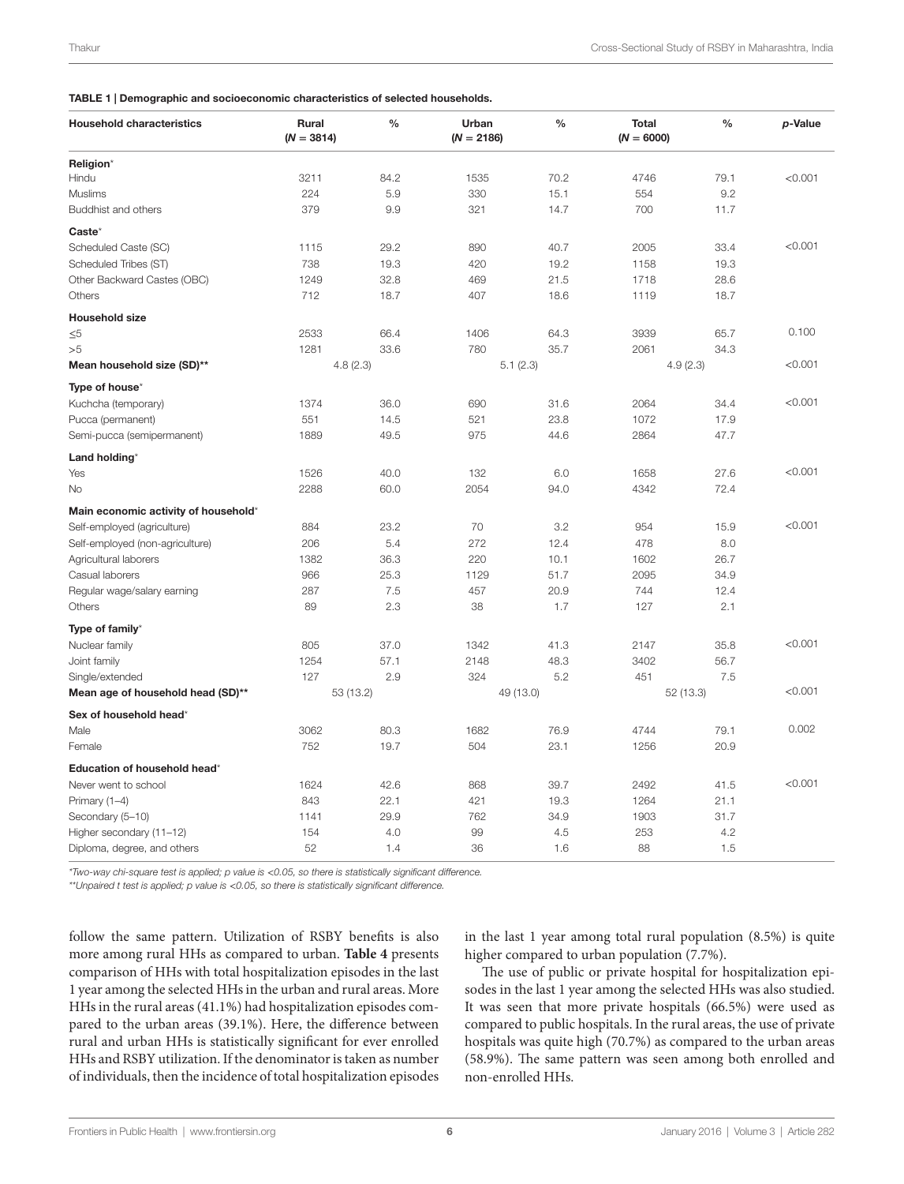**TABLE 1 | Demographic and socioeconomic characteristics of selected households.**

| Household characteristics | Rural (*N* = 3814) | % | Urban (*N* = 2186) | % | Total (*N* = 6000) | % | *p*-Value |
|---|---|---|---|---|---|---|---|
| **Religion*** | | | | | | | |
| Hindu | 3211 | 84.2 | 1535 | 70.2 | 4746 | 79.1 | <0.001 |
| Muslims | 224 | 5.9 | 330 | 15.1 | 554 | 9.2 | |
| Buddhist and others | 379 | 9.9 | 321 | 14.7 | 700 | 11.7 | |
| **Caste*** | | | | | | | |
| Scheduled Caste (SC) | 1115 | 29.2 | 890 | 40.7 | 2005 | 33.4 | <0.001 |
| Scheduled Tribes (ST) | 738 | 19.3 | 420 | 19.2 | 1158 | 19.3 | |
| Other Backward Castes (OBC) | 1249 | 32.8 | 469 | 21.5 | 1718 | 28.6 | |
| Others | 712 | 18.7 | 407 | 18.6 | 1119 | 18.7 | |
| **Household size** | | | | | | | |
| ≤5 | 2533 | 66.4 | 1406 | 64.3 | 3939 | 65.7 | 0.100 |
| >5 | 1281 | 33.6 | 780 | 35.7 | 2061 | 34.3 | |
| **Mean household size (SD)**** | 4.8 (2.3) | | 5.1 (2.3) | | 4.9 (2.3) | | <0.001 |
| **Type of house*** | | | | | | | |
| Kuchcha (temporary) | 1374 | 36.0 | 690 | 31.6 | 2064 | 34.4 | <0.001 |
| Pucca (permanent) | 551 | 14.5 | 521 | 23.8 | 1072 | 17.9 | |
| Semi-pucca (semipermanent) | 1889 | 49.5 | 975 | 44.6 | 2864 | 47.7 | |
| **Land holding*** | | | | | | | |
| Yes | 1526 | 40.0 | 132 | 6.0 | 1658 | 27.6 | <0.001 |
| No | 2288 | 60.0 | 2054 | 94.0 | 4342 | 72.4 | |
| **Main economic activity of household*** | | | | | | | |
| Self-employed (agriculture) | 884 | 23.2 | 70 | 3.2 | 954 | 15.9 | <0.001 |
| Self-employed (non-agriculture) | 206 | 5.4 | 272 | 12.4 | 478 | 8.0 | |
| Agricultural laborers | 1382 | 36.3 | 220 | 10.1 | 1602 | 26.7 | |
| Casual laborers | 966 | 25.3 | 1129 | 51.7 | 2095 | 34.9 | |
| Regular wage/salary earning | 287 | 7.5 | 457 | 20.9 | 744 | 12.4 | |
| Others | 89 | 2.3 | 38 | 1.7 | 127 | 2.1 | |
| **Type of family*** | | | | | | | |
| Nuclear family | 805 | 37.0 | 1342 | 41.3 | 2147 | 35.8 | <0.001 |
| Joint family | 1254 | 57.1 | 2148 | 48.3 | 3402 | 56.7 | |
| Single/extended | 127 | 2.9 | 324 | 5.2 | 451 | 7.5 | |
| **Mean age of household head (SD)**** | 53 (13.2) | | 49 (13.0) | | 52 (13.3) | | <0.001 |
| **Sex of household head*** | | | | | | | |
| Male | 3062 | 80.3 | 1682 | 76.9 | 4744 | 79.1 | 0.002 |
| Female | 752 | 19.7 | 504 | 23.1 | 1256 | 20.9 | |
| **Education of household head*** | | | | | | | |
| Never went to school | 1624 | 42.6 | 868 | 39.7 | 2492 | 41.5 | <0.001 |
| Primary (1–4) | 843 | 22.1 | 421 | 19.3 | 1264 | 21.1 | |
| Secondary (5–10) | 1141 | 29.9 | 762 | 34.9 | 1903 | 31.7 | |
| Higher secondary (11–12) | 154 | 4.0 | 99 | 4.5 | 253 | 4.2 | |
| Diploma, degree, and others | 52 | 1.4 | 36 | 1.6 | 88 | 1.5 | |

*Two-way chi-square test is applied; p value is <0.05, so there is statistically significant difference.*

***Unpaired t test is applied; p value is <0.05, so there is statistically significant difference.*

follow the same pattern. Utilization of RSBY benefits is also more among rural HHs as compared to urban. **Table 4** presents comparison of HHs with total hospitalization episodes in the last 1 year among the selected HHs in the urban and rural areas. More HHs in the rural areas (41.1%) had hospitalization episodes compared to the urban areas (39.1%). Here, the difference between rural and urban HHs is statistically significant for ever enrolled HHs and RSBY utilization. If the denominator is taken as number of individuals, then the incidence of total hospitalization episodes in the last 1 year among total rural population (8.5%) is quite higher compared to urban population (7.7%).

The use of public or private hospital for hospitalization episodes in the last 1 year among the selected HHs was also studied. It was seen that more private hospitals (66.5%) were used as compared to public hospitals. In the rural areas, the use of private hospitals was quite high (70.7%) as compared to the urban areas (58.9%). The same pattern was seen among both enrolled and non-enrolled HHs.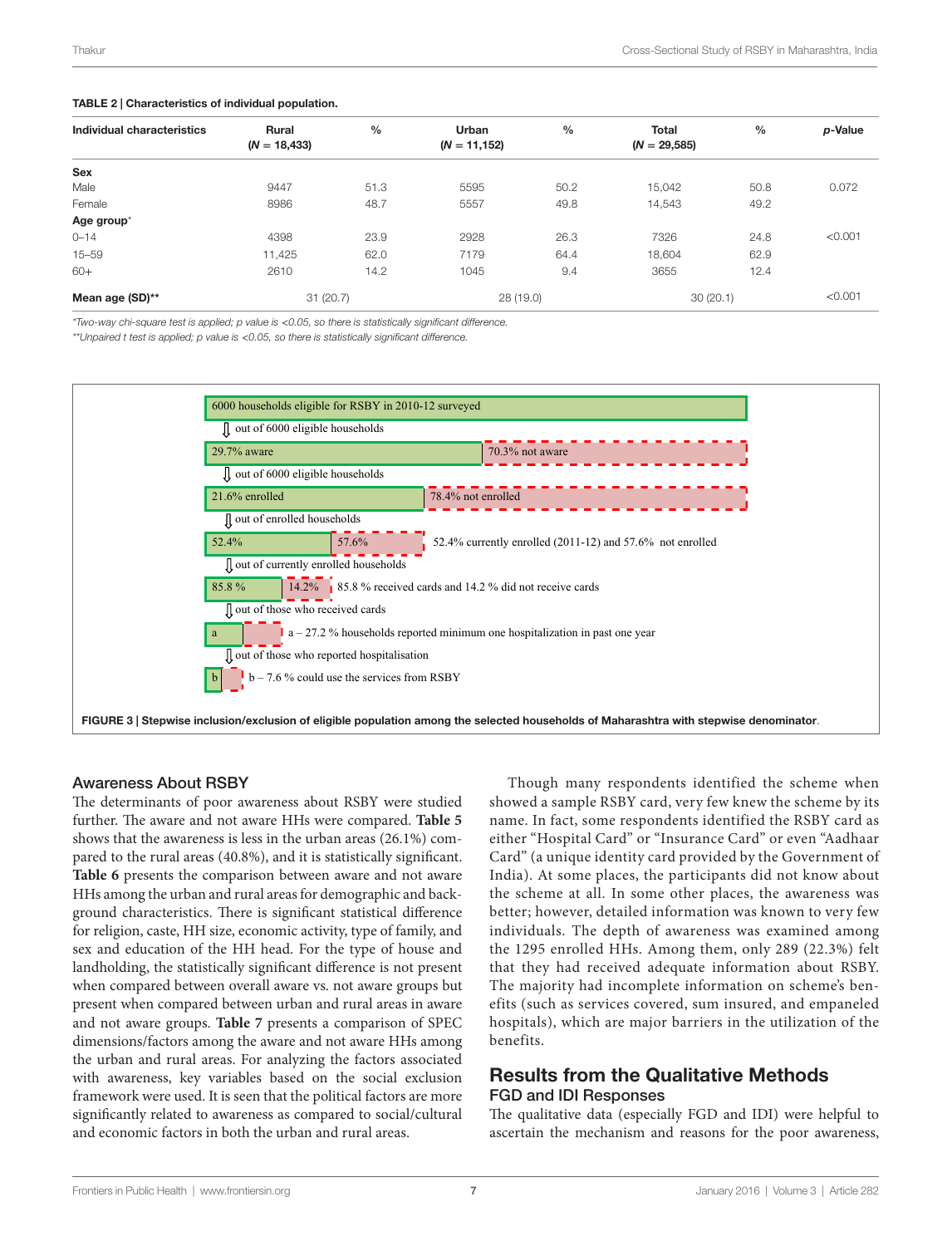**TABLE 2 | Characteristics of individual population.**

| Individual characteristics | Rural (N = 18,433) | % | Urban (N = 11,152) | % | Total (N = 29,585) | % | p-Value |
|---|---|---|---|---|---|---|---|
| **Sex** | | | | | | | |
| Male | 9447 | 51.3 | 5595 | 50.2 | 15,042 | 50.8 | 0.072 |
| Female | 8986 | 48.7 | 5557 | 49.8 | 14,543 | 49.2 | |
| **Age group*** | | | | | | | |
| 0–14 | 4398 | 23.9 | 2928 | 26.3 | 7326 | 24.8 | <0.001 |
| 15–59 | 11,425 | 62.0 | 7179 | 64.4 | 18,604 | 62.9 | |
| 60+ | 2610 | 14.2 | 1045 | 9.4 | 3655 | 12.4 | |
| **Mean age (SD)**** | 31 (20.7) | | 28 (19.0) | | 30 (20.1) | | <0.001 |

*Two-way chi-square test is applied; p value is <0.05, so there is statistically significant difference.
**Unpaired t test is applied; p value is <0.05, so there is statistically significant difference.

6000 households eligible for RSBY in 2010-12 surveyed
⇩ out of 6000 eligible households
29.7% aware | 70.3% not aware
⇩ out of 6000 eligible households
21.6% enrolled | 78.4% not enrolled
⇩ out of enrolled households
52.4% | 57.6% — 52.4% currently enrolled (2011-12) and 57.6% not enrolled
⇩ out of currently enrolled households
85.8 % | 14.2% — 85.8 % received cards and 14.2 % did not receive cards
⇩ out of those who received cards
a — a – 27.2 % households reported minimum one hospitalization in past one year
⇩ out of those who reported hospitalisation
b — b – 7.6 % could use the services from RSBY

**FIGURE 3 | Stepwise inclusion/exclusion of eligible population among the selected households of Maharashtra with stepwise denominator.**

### Awareness About RSBY

The determinants of poor awareness about RSBY were studied further. The aware and not aware HHs were compared. **Table 5** shows that the awareness is less in the urban areas (26.1%) compared to the rural areas (40.8%), and it is statistically significant. **Table 6** presents the comparison between aware and not aware HHs among the urban and rural areas for demographic and background characteristics. There is significant statistical difference for religion, caste, HH size, economic activity, type of family, and sex and education of the HH head. For the type of house and landholding, the statistically significant difference is not present when compared between overall aware vs. not aware groups but present when compared between urban and rural areas in aware and not aware groups. **Table 7** presents a comparison of SPEC dimensions/factors among the aware and not aware HHs among the urban and rural areas. For analyzing the factors associated with awareness, key variables based on the social exclusion framework were used. It is seen that the political factors are more significantly related to awareness as compared to social/cultural and economic factors in both the urban and rural areas.

Though many respondents identified the scheme when showed a sample RSBY card, very few knew the scheme by its name. In fact, some respondents identified the RSBY card as either "Hospital Card" or "Insurance Card" or even "Aadhaar Card" (a unique identity card provided by the Government of India). At some places, the participants did not know about the scheme at all. In some other places, the awareness was better; however, detailed information was known to very few individuals. The depth of awareness was examined among the 1295 enrolled HHs. Among them, only 289 (22.3%) felt that they had received adequate information about RSBY. The majority had incomplete information on scheme's benefits (such as services covered, sum insured, and empaneled hospitals), which are major barriers in the utilization of the benefits.

## Results from the Qualitative Methods

### FGD and IDI Responses

The qualitative data (especially FGD and IDI) were helpful to ascertain the mechanism and reasons for the poor awareness,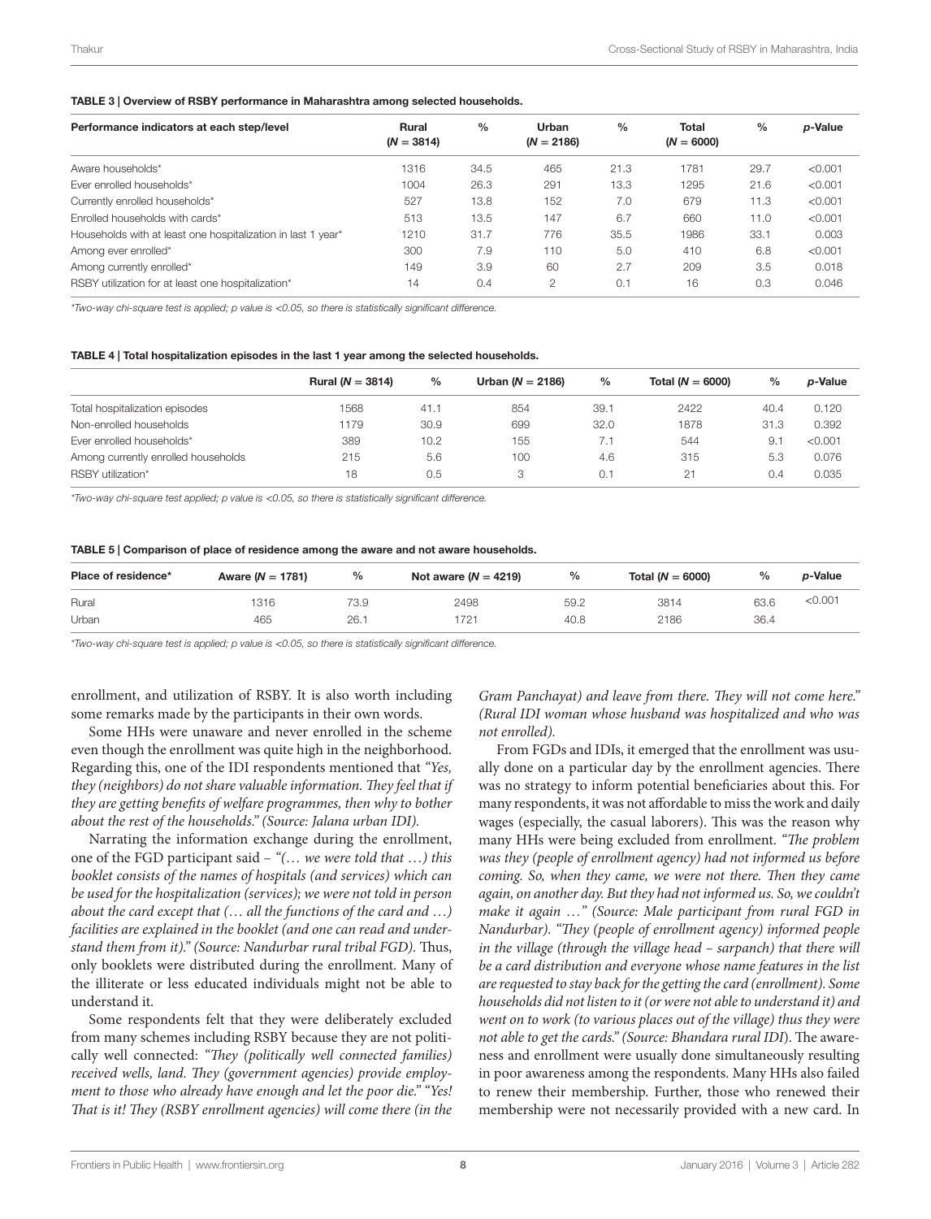**TABLE 3 | Overview of RSBY performance in Maharashtra among selected households.**

| Performance indicators at each step/level | Rural ($N$ = 3814) | % | Urban ($N$ = 2186) | % | Total ($N$ = 6000) | % | $p$-Value |
|---|---|---|---|---|---|---|---|
| Aware households* | 1316 | 34.5 | 465 | 21.3 | 1781 | 29.7 | <0.001 |
| Ever enrolled households* | 1004 | 26.3 | 291 | 13.3 | 1295 | 21.6 | <0.001 |
| Currently enrolled households* | 527 | 13.8 | 152 | 7.0 | 679 | 11.3 | <0.001 |
| Enrolled households with cards* | 513 | 13.5 | 147 | 6.7 | 660 | 11.0 | <0.001 |
| Households with at least one hospitalization in last 1 year* | 1210 | 31.7 | 776 | 35.5 | 1986 | 33.1 | 0.003 |
| Among ever enrolled* | 300 | 7.9 | 110 | 5.0 | 410 | 6.8 | <0.001 |
| Among currently enrolled* | 149 | 3.9 | 60 | 2.7 | 209 | 3.5 | 0.018 |
| RSBY utilization for at least one hospitalization* | 14 | 0.4 | 2 | 0.1 | 16 | 0.3 | 0.046 |

*Two-way chi-square test is applied; p value is <0.05, so there is statistically significant difference.*

**TABLE 4 | Total hospitalization episodes in the last 1 year among the selected households.**

| | Rural ($N$ = 3814) | % | Urban ($N$ = 2186) | % | Total ($N$ = 6000) | % | $p$-Value |
|---|---|---|---|---|---|---|---|
| Total hospitalization episodes | 1568 | 41.1 | 854 | 39.1 | 2422 | 40.4 | 0.120 |
| Non-enrolled households | 1179 | 30.9 | 699 | 32.0 | 1878 | 31.3 | 0.392 |
| Ever enrolled households* | 389 | 10.2 | 155 | 7.1 | 544 | 9.1 | <0.001 |
| Among currently enrolled households | 215 | 5.6 | 100 | 4.6 | 315 | 5.3 | 0.076 |
| RSBY utilization* | 18 | 0.5 | 3 | 0.1 | 21 | 0.4 | 0.035 |

*Two-way chi-square test applied; p value is <0.05, so there is statistically significant difference.*

**TABLE 5 | Comparison of place of residence among the aware and not aware households.**

| Place of residence* | Aware ($N$ = 1781) | % | Not aware ($N$ = 4219) | % | Total ($N$ = 6000) | % | $p$-Value |
|---|---|---|---|---|---|---|---|
| Rural | 1316 | 73.9 | 2498 | 59.2 | 3814 | 63.6 | <0.001 |
| Urban | 465 | 26.1 | 1721 | 40.8 | 2186 | 36.4 | |

*Two-way chi-square test is applied; p value is <0.05, so there is statistically significant difference.*

enrollment, and utilization of RSBY. It is also worth including some remarks made by the participants in their own words.

Some HHs were unaware and never enrolled in the scheme even though the enrollment was quite high in the neighborhood. Regarding this, one of the IDI respondents mentioned that *"Yes, they (neighbors) do not share valuable information. They feel that if they are getting benefits of welfare programmes, then why to bother about the rest of the households." (Source: Jalana urban IDI).*

Narrating the information exchange during the enrollment, one of the FGD participant said – *"(… we were told that …) this booklet consists of the names of hospitals (and services) which can be used for the hospitalization (services); we were not told in person about the card except that (… all the functions of the card and …) facilities are explained in the booklet (and one can read and understand them from it)." (Source: Nandurbar rural tribal FGD).* Thus, only booklets were distributed during the enrollment. Many of the illiterate or less educated individuals might not be able to understand it.

Some respondents felt that they were deliberately excluded from many schemes including RSBY because they are not politically well connected: *"They (politically well connected families) received wells, land. They (government agencies) provide employment to those who already have enough and let the poor die." "Yes! That is it! They (RSBY enrollment agencies) will come there (in the Gram Panchayat) and leave from there. They will not come here." (Rural IDI woman whose husband was hospitalized and who was not enrolled).*

From FGDs and IDIs, it emerged that the enrollment was usually done on a particular day by the enrollment agencies. There was no strategy to inform potential beneficiaries about this. For many respondents, it was not affordable to miss the work and daily wages (especially, the casual laborers). This was the reason why many HHs were being excluded from enrollment. *"The problem was they (people of enrollment agency) had not informed us before coming. So, when they came, we were not there. Then they came again, on another day. But they had not informed us. So, we couldn't make it again …" (Source: Male participant from rural FGD in Nandurbar). "They (people of enrollment agency) informed people in the village (through the village head – sarpanch) that there will be a card distribution and everyone whose name features in the list are requested to stay back for the getting the card (enrollment). Some households did not listen to it (or were not able to understand it) and went on to work (to various places out of the village) thus they were not able to get the cards." (Source: Bhandara rural IDI*). The awareness and enrollment were usually done simultaneously resulting in poor awareness among the respondents. Many HHs also failed to renew their membership. Further, those who renewed their membership were not necessarily provided with a new card. In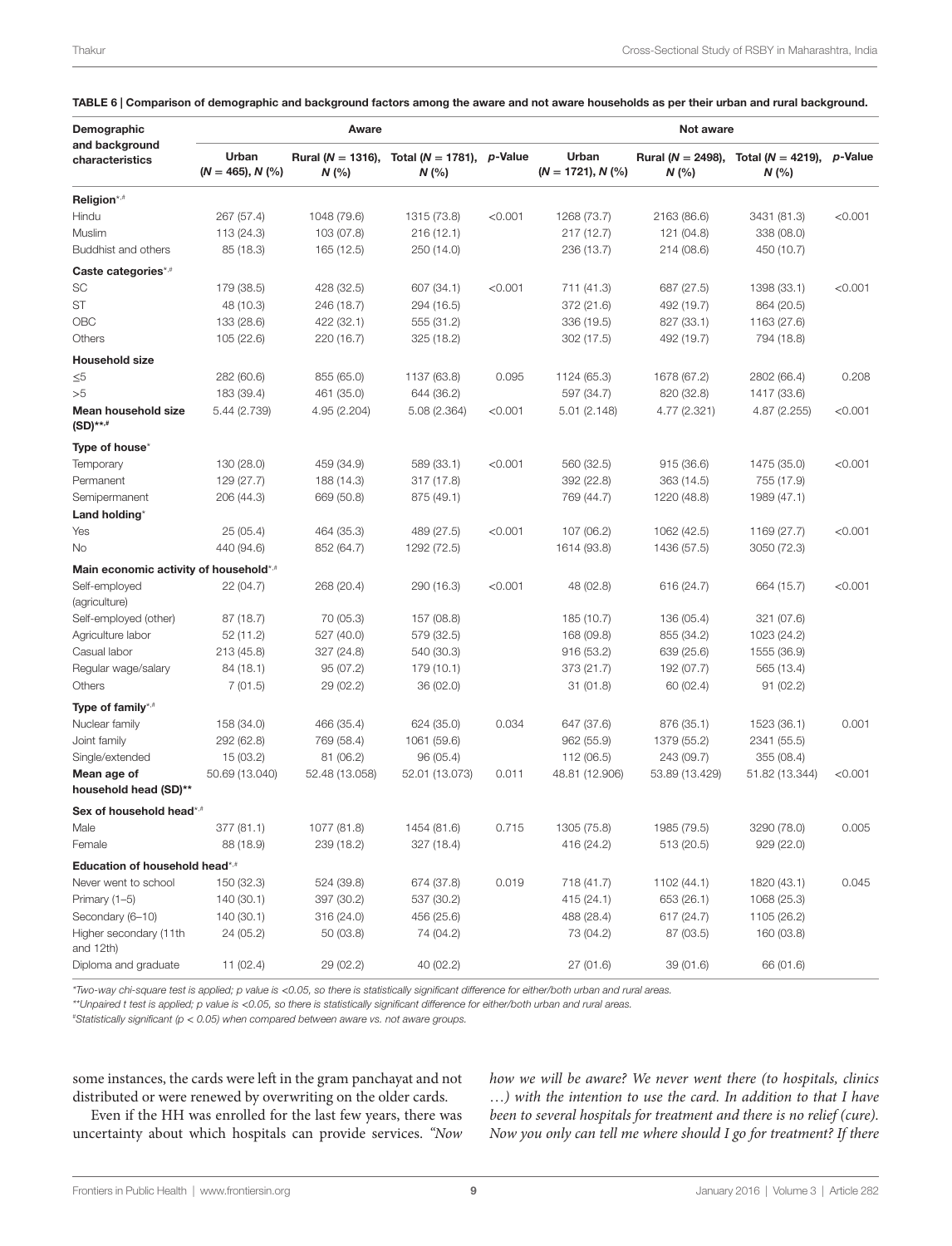**TABLE 6 | Comparison of demographic and background factors among the aware and not aware households as per their urban and rural background.**

| Demographic and background characteristics | Aware | | | | Not aware | | | |
|---|---|---|---|---|---|---|---|---|
| | Urban (*N* = 465), *N* (%) | Rural (*N* = 1316), *N* (%) | Total (*N* = 1781), *N* (%) | *p*-Value | Urban (*N* = 1721), *N* (%) | Rural (*N* = 2498), *N* (%) | Total (*N* = 4219), *N* (%) | *p*-Value |
| **Religion**\*,# | | | | | | | | |
| Hindu | 267 (57.4) | 1048 (79.6) | 1315 (73.8) | <0.001 | 1268 (73.7) | 2163 (86.6) | 3431 (81.3) | <0.001 |
| Muslim | 113 (24.3) | 103 (07.8) | 216 (12.1) | | 217 (12.7) | 121 (04.8) | 338 (08.0) | |
| Buddhist and others | 85 (18.3) | 165 (12.5) | 250 (14.0) | | 236 (13.7) | 214 (08.6) | 450 (10.7) | |
| **Caste categories**\*,# | | | | | | | | |
| SC | 179 (38.5) | 428 (32.5) | 607 (34.1) | <0.001 | 711 (41.3) | 687 (27.5) | 1398 (33.1) | <0.001 |
| ST | 48 (10.3) | 246 (18.7) | 294 (16.5) | | 372 (21.6) | 492 (19.7) | 864 (20.5) | |
| OBC | 133 (28.6) | 422 (32.1) | 555 (31.2) | | 336 (19.5) | 827 (33.1) | 1163 (27.6) | |
| Others | 105 (22.6) | 220 (16.7) | 325 (18.2) | | 302 (17.5) | 492 (19.7) | 794 (18.8) | |
| **Household size** | | | | | | | | |
| ≤5 | 282 (60.6) | 855 (65.0) | 1137 (63.8) | 0.095 | 1124 (65.3) | 1678 (67.2) | 2802 (66.4) | 0.208 |
| >5 | 183 (39.4) | 461 (35.0) | 644 (36.2) | | 597 (34.7) | 820 (32.8) | 1417 (33.6) | |
| **Mean household size (SD)**\*\*,# | 5.44 (2.739) | 4.95 (2.204) | 5.08 (2.364) | <0.001 | 5.01 (2.148) | 4.77 (2.321) | 4.87 (2.255) | <0.001 |
| **Type of house**\* | | | | | | | | |
| Temporary | 130 (28.0) | 459 (34.9) | 589 (33.1) | <0.001 | 560 (32.5) | 915 (36.6) | 1475 (35.0) | <0.001 |
| Permanent | 129 (27.7) | 188 (14.3) | 317 (17.8) | | 392 (22.8) | 363 (14.5) | 755 (17.9) | |
| Semipermanent | 206 (44.3) | 669 (50.8) | 875 (49.1) | | 769 (44.7) | 1220 (48.8) | 1989 (47.1) | |
| **Land holding**\* | | | | | | | | |
| Yes | 25 (05.4) | 464 (35.3) | 489 (27.5) | <0.001 | 107 (06.2) | 1062 (42.5) | 1169 (27.7) | <0.001 |
| No | 440 (94.6) | 852 (64.7) | 1292 (72.5) | | 1614 (93.8) | 1436 (57.5) | 3050 (72.3) | |
| **Main economic activity of household**\*,# | | | | | | | | |
| Self-employed (agriculture) | 22 (04.7) | 268 (20.4) | 290 (16.3) | <0.001 | 48 (02.8) | 616 (24.7) | 664 (15.7) | <0.001 |
| Self-employed (other) | 87 (18.7) | 70 (05.3) | 157 (08.8) | | 185 (10.7) | 136 (05.4) | 321 (07.6) | |
| Agriculture labor | 52 (11.2) | 527 (40.0) | 579 (32.5) | | 168 (09.8) | 855 (34.2) | 1023 (24.2) | |
| Casual labor | 213 (45.8) | 327 (24.8) | 540 (30.3) | | 916 (53.2) | 639 (25.6) | 1555 (36.9) | |
| Regular wage/salary | 84 (18.1) | 95 (07.2) | 179 (10.1) | | 373 (21.7) | 192 (07.7) | 565 (13.4) | |
| Others | 7 (01.5) | 29 (02.2) | 36 (02.0) | | 31 (01.8) | 60 (02.4) | 91 (02.2) | |
| **Type of family**\*,# | | | | | | | | |
| Nuclear family | 158 (34.0) | 466 (35.4) | 624 (35.0) | 0.034 | 647 (37.6) | 876 (35.1) | 1523 (36.1) | 0.001 |
| Joint family | 292 (62.8) | 769 (58.4) | 1061 (59.6) | | 962 (55.9) | 1379 (55.2) | 2341 (55.5) | |
| Single/extended | 15 (03.2) | 81 (06.2) | 96 (05.4) | | 112 (06.5) | 243 (09.7) | 355 (08.4) | |
| **Mean age of household head (SD)**\*\* | 50.69 (13.040) | 52.48 (13.058) | 52.01 (13.073) | 0.011 | 48.81 (12.906) | 53.89 (13.429) | 51.82 (13.344) | <0.001 |
| **Sex of household head**\*,# | | | | | | | | |
| Male | 377 (81.1) | 1077 (81.8) | 1454 (81.6) | 0.715 | 1305 (75.8) | 1985 (79.5) | 3290 (78.0) | 0.005 |
| Female | 88 (18.9) | 239 (18.2) | 327 (18.4) | | 416 (24.2) | 513 (20.5) | 929 (22.0) | |
| **Education of household head**\*,# | | | | | | | | |
| Never went to school | 150 (32.3) | 524 (39.8) | 674 (37.8) | 0.019 | 718 (41.7) | 1102 (44.1) | 1820 (43.1) | 0.045 |
| Primary (1–5) | 140 (30.1) | 397 (30.2) | 537 (30.2) | | 415 (24.1) | 653 (26.1) | 1068 (25.3) | |
| Secondary (6–10) | 140 (30.1) | 316 (24.0) | 456 (25.6) | | 488 (28.4) | 617 (24.7) | 1105 (26.2) | |
| Higher secondary (11th and 12th) | 24 (05.2) | 50 (03.8) | 74 (04.2) | | 73 (04.2) | 87 (03.5) | 160 (03.8) | |
| Diploma and graduate | 11 (02.4) | 29 (02.2) | 40 (02.2) | | 27 (01.6) | 39 (01.6) | 66 (01.6) | |

*\*Two-way chi-square test is applied; p value is <0.05, so there is statistically significant difference for either/both urban and rural areas.*

*\*\*Unpaired t test is applied; p value is <0.05, so there is statistically significant difference for either/both urban and rural areas.*

*#Statistically significant ($p < 0.05$) when compared between aware vs. not aware groups.*

some instances, the cards were left in the gram panchayat and not distributed or were renewed by overwriting on the older cards.

Even if the HH was enrolled for the last few years, there was uncertainty about which hospitals can provide services. *"Now how we will be aware? We never went there (to hospitals, clinics …) with the intention to use the card. In addition to that I have been to several hospitals for treatment and there is no relief (cure). Now you only can tell me where should I go for treatment? If there*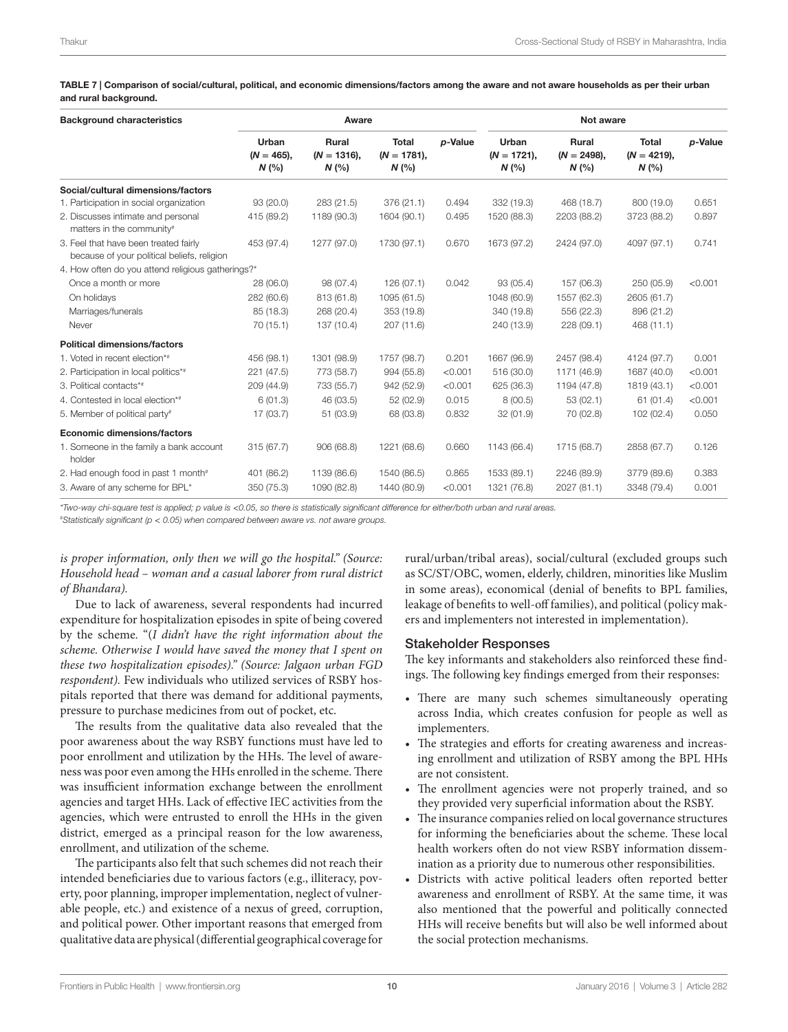**TABLE 7 | Comparison of social/cultural, political, and economic dimensions/factors among the aware and not aware households as per their urban and rural background.**

| Background characteristics | Aware | | | | Not aware | | | |
|---|---|---|---|---|---|---|---|---|
| | Urban ($N$ = 465), $N$ (%) | Rural ($N$ = 1316), $N$ (%) | Total ($N$ = 1781), $N$ (%) | $p$-Value | Urban ($N$ = 1721), $N$ (%) | Rural ($N$ = 2498), $N$ (%) | Total ($N$ = 4219), $N$ (%) | $p$-Value |
| **Social/cultural dimensions/factors** | | | | | | | | |
| 1. Participation in social organization | 93 (20.0) | 283 (21.5) | 376 (21.1) | 0.494 | 332 (19.3) | 468 (18.7) | 800 (19.0) | 0.651 |
| 2. Discusses intimate and personal matters in the community# | 415 (89.2) | 1189 (90.3) | 1604 (90.1) | 0.495 | 1520 (88.3) | 2203 (88.2) | 3723 (88.2) | 0.897 |
| 3. Feel that have been treated fairly because of your political beliefs, religion | 453 (97.4) | 1277 (97.0) | 1730 (97.1) | 0.670 | 1673 (97.2) | 2424 (97.0) | 4097 (97.1) | 0.741 |
| 4. How often do you attend religious gatherings?* | | | | | | | | |
| Once a month or more | 28 (06.0) | 98 (07.4) | 126 (07.1) | 0.042 | 93 (05.4) | 157 (06.3) | 250 (05.9) | <0.001 |
| On holidays | 282 (60.6) | 813 (61.8) | 1095 (61.5) | | 1048 (60.9) | 1557 (62.3) | 2605 (61.7) | |
| Marriages/funerals | 85 (18.3) | 268 (20.4) | 353 (19.8) | | 340 (19.8) | 556 (22.3) | 896 (21.2) | |
| Never | 70 (15.1) | 137 (10.4) | 207 (11.6) | | 240 (13.9) | 228 (09.1) | 468 (11.1) | |
| **Political dimensions/factors** | | | | | | | | |
| 1. Voted in recent election*# | 456 (98.1) | 1301 (98.9) | 1757 (98.7) | 0.201 | 1667 (96.9) | 2457 (98.4) | 4124 (97.7) | 0.001 |
| 2. Participation in local politics*# | 221 (47.5) | 773 (58.7) | 994 (55.8) | <0.001 | 516 (30.0) | 1171 (46.9) | 1687 (40.0) | <0.001 |
| 3. Political contacts*# | 209 (44.9) | 733 (55.7) | 942 (52.9) | <0.001 | 625 (36.3) | 1194 (47.8) | 1819 (43.1) | <0.001 |
| 4. Contested in local election*# | 6 (01.3) | 46 (03.5) | 52 (02.9) | 0.015 | 8 (00.5) | 53 (02.1) | 61 (01.4) | <0.001 |
| 5. Member of political party# | 17 (03.7) | 51 (03.9) | 68 (03.8) | 0.832 | 32 (01.9) | 70 (02.8) | 102 (02.4) | 0.050 |
| **Economic dimensions/factors** | | | | | | | | |
| 1. Someone in the family a bank account holder | 315 (67.7) | 906 (68.8) | 1221 (68.6) | 0.660 | 1143 (66.4) | 1715 (68.7) | 2858 (67.7) | 0.126 |
| 2. Had enough food in past 1 month# | 401 (86.2) | 1139 (86.6) | 1540 (86.5) | 0.865 | 1533 (89.1) | 2246 (89.9) | 3779 (89.6) | 0.383 |
| 3. Aware of any scheme for BPL* | 350 (75.3) | 1090 (82.8) | 1440 (80.9) | <0.001 | 1321 (76.8) | 2027 (81.1) | 3348 (79.4) | 0.001 |

*Two-way chi-square test is applied; p value is <0.05, so there is statistically significant difference for either/both urban and rural areas.*

#*Statistically significant ($p$ < 0.05) when compared between aware vs. not aware groups.*

*is proper information, only then we will go the hospital." (Source: Household head – woman and a casual laborer from rural district of Bhandara).*

Due to lack of awareness, several respondents had incurred expenditure for hospitalization episodes in spite of being covered by the scheme. "(*I didn't have the right information about the scheme. Otherwise I would have saved the money that I spent on these two hospitalization episodes)." (Source: Jalgaon urban FGD respondent).* Few individuals who utilized services of RSBY hospitals reported that there was demand for additional payments, pressure to purchase medicines from out of pocket, etc.

The results from the qualitative data also revealed that the poor awareness about the way RSBY functions must have led to poor enrollment and utilization by the HHs. The level of awareness was poor even among the HHs enrolled in the scheme. There was insufficient information exchange between the enrollment agencies and target HHs. Lack of effective IEC activities from the agencies, which were entrusted to enroll the HHs in the given district, emerged as a principal reason for the low awareness, enrollment, and utilization of the scheme.

The participants also felt that such schemes did not reach their intended beneficiaries due to various factors (e.g., illiteracy, poverty, poor planning, improper implementation, neglect of vulnerable people, etc.) and existence of a nexus of greed, corruption, and political power. Other important reasons that emerged from qualitative data are physical (differential geographical coverage for rural/urban/tribal areas), social/cultural (excluded groups such as SC/ST/OBC, women, elderly, children, minorities like Muslim in some areas), economical (denial of benefits to BPL families, leakage of benefits to well-off families), and political (policy makers and implementers not interested in implementation).

## Stakeholder Responses

The key informants and stakeholders also reinforced these findings. The following key findings emerged from their responses:

- There are many such schemes simultaneously operating across India, which creates confusion for people as well as implementers.
- The strategies and efforts for creating awareness and increasing enrollment and utilization of RSBY among the BPL HHs are not consistent.
- The enrollment agencies were not properly trained, and so they provided very superficial information about the RSBY.
- The insurance companies relied on local governance structures for informing the beneficiaries about the scheme. These local health workers often do not view RSBY information dissemination as a priority due to numerous other responsibilities.
- Districts with active political leaders often reported better awareness and enrollment of RSBY. At the same time, it was also mentioned that the powerful and politically connected HHs will receive benefits but will also be well informed about the social protection mechanisms.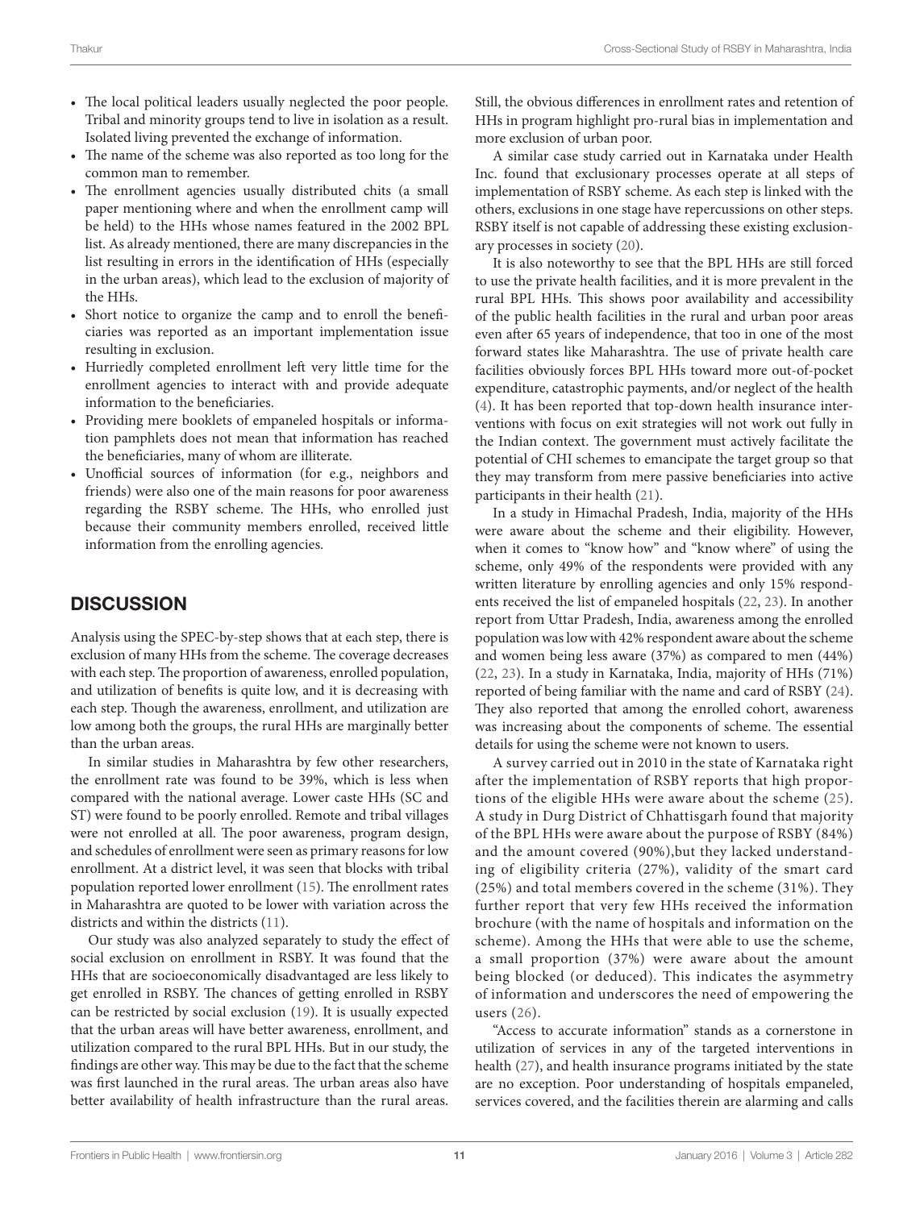- The local political leaders usually neglected the poor people. Tribal and minority groups tend to live in isolation as a result. Isolated living prevented the exchange of information.
- The name of the scheme was also reported as too long for the common man to remember.
- The enrollment agencies usually distributed chits (a small paper mentioning where and when the enrollment camp will be held) to the HHs whose names featured in the 2002 BPL list. As already mentioned, there are many discrepancies in the list resulting in errors in the identification of HHs (especially in the urban areas), which lead to the exclusion of majority of the HHs.
- Short notice to organize the camp and to enroll the beneficiaries was reported as an important implementation issue resulting in exclusion.
- Hurriedly completed enrollment left very little time for the enrollment agencies to interact with and provide adequate information to the beneficiaries.
- Providing mere booklets of empaneled hospitals or information pamphlets does not mean that information has reached the beneficiaries, many of whom are illiterate.
- Unofficial sources of information (for e.g., neighbors and friends) were also one of the main reasons for poor awareness regarding the RSBY scheme. The HHs, who enrolled just because their community members enrolled, received little information from the enrolling agencies.

## DISCUSSION

Analysis using the SPEC-by-step shows that at each step, there is exclusion of many HHs from the scheme. The coverage decreases with each step. The proportion of awareness, enrolled population, and utilization of benefits is quite low, and it is decreasing with each step. Though the awareness, enrollment, and utilization are low among both the groups, the rural HHs are marginally better than the urban areas.

In similar studies in Maharashtra by few other researchers, the enrollment rate was found to be 39%, which is less when compared with the national average. Lower caste HHs (SC and ST) were found to be poorly enrolled. Remote and tribal villages were not enrolled at all. The poor awareness, program design, and schedules of enrollment were seen as primary reasons for low enrollment. At a district level, it was seen that blocks with tribal population reported lower enrollment (15). The enrollment rates in Maharashtra are quoted to be lower with variation across the districts and within the districts (11).

Our study was also analyzed separately to study the effect of social exclusion on enrollment in RSBY. It was found that the HHs that are socioeconomically disadvantaged are less likely to get enrolled in RSBY. The chances of getting enrolled in RSBY can be restricted by social exclusion (19). It is usually expected that the urban areas will have better awareness, enrollment, and utilization compared to the rural BPL HHs. But in our study, the findings are other way. This may be due to the fact that the scheme was first launched in the rural areas. The urban areas also have better availability of health infrastructure than the rural areas. Still, the obvious differences in enrollment rates and retention of HHs in program highlight pro-rural bias in implementation and more exclusion of urban poor.

A similar case study carried out in Karnataka under Health Inc. found that exclusionary processes operate at all steps of implementation of RSBY scheme. As each step is linked with the others, exclusions in one stage have repercussions on other steps. RSBY itself is not capable of addressing these existing exclusionary processes in society (20).

It is also noteworthy to see that the BPL HHs are still forced to use the private health facilities, and it is more prevalent in the rural BPL HHs. This shows poor availability and accessibility of the public health facilities in the rural and urban poor areas even after 65 years of independence, that too in one of the most forward states like Maharashtra. The use of private health care facilities obviously forces BPL HHs toward more out-of-pocket expenditure, catastrophic payments, and/or neglect of the health (4). It has been reported that top-down health insurance interventions with focus on exit strategies will not work out fully in the Indian context. The government must actively facilitate the potential of CHI schemes to emancipate the target group so that they may transform from mere passive beneficiaries into active participants in their health (21).

In a study in Himachal Pradesh, India, majority of the HHs were aware about the scheme and their eligibility. However, when it comes to "know how" and "know where" of using the scheme, only 49% of the respondents were provided with any written literature by enrolling agencies and only 15% respondents received the list of empaneled hospitals (22, 23). In another report from Uttar Pradesh, India, awareness among the enrolled population was low with 42% respondent aware about the scheme and women being less aware (37%) as compared to men (44%) (22, 23). In a study in Karnataka, India, majority of HHs (71%) reported of being familiar with the name and card of RSBY (24). They also reported that among the enrolled cohort, awareness was increasing about the components of scheme. The essential details for using the scheme were not known to users.

A survey carried out in 2010 in the state of Karnataka right after the implementation of RSBY reports that high proportions of the eligible HHs were aware about the scheme (25). A study in Durg District of Chhattisgarh found that majority of the BPL HHs were aware about the purpose of RSBY (84%) and the amount covered (90%),but they lacked understanding of eligibility criteria (27%), validity of the smart card (25%) and total members covered in the scheme (31%). They further report that very few HHs received the information brochure (with the name of hospitals and information on the scheme). Among the HHs that were able to use the scheme, a small proportion (37%) were aware about the amount being blocked (or deducted). This indicates the asymmetry of information and underscores the need of empowering the users (26).

"Access to accurate information" stands as a cornerstone in utilization of services in any of the targeted interventions in health (27), and health insurance programs initiated by the state are no exception. Poor understanding of hospitals empaneled, services covered, and the facilities therein are alarming and calls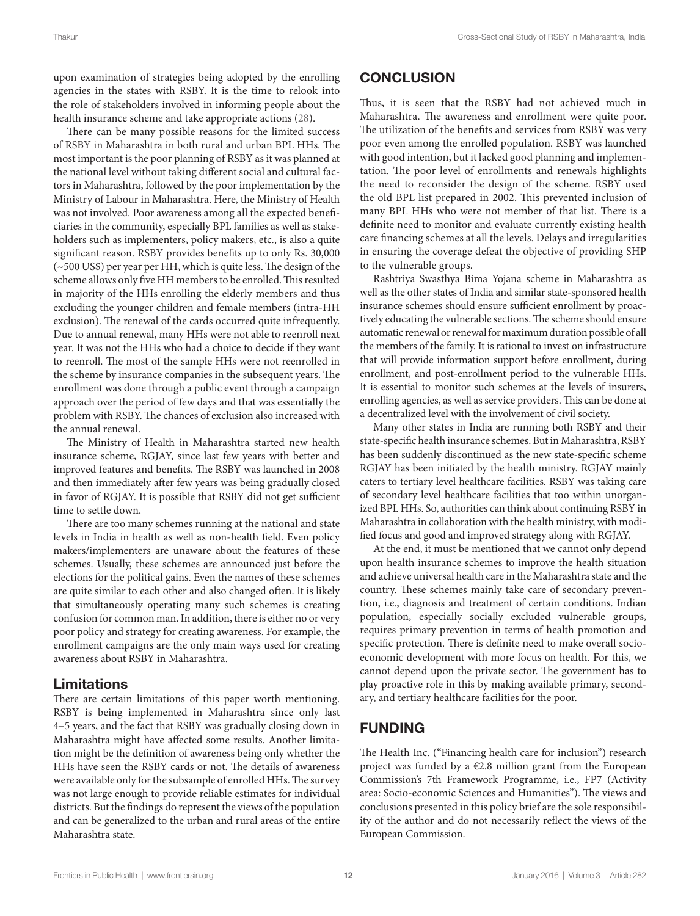upon examination of strategies being adopted by the enrolling agencies in the states with RSBY. It is the time to relook into the role of stakeholders involved in informing people about the health insurance scheme and take appropriate actions (28).

There can be many possible reasons for the limited success of RSBY in Maharashtra in both rural and urban BPL HHs. The most important is the poor planning of RSBY as it was planned at the national level without taking different social and cultural factors in Maharashtra, followed by the poor implementation by the Ministry of Labour in Maharashtra. Here, the Ministry of Health was not involved. Poor awareness among all the expected beneficiaries in the community, especially BPL families as well as stakeholders such as implementers, policy makers, etc., is also a quite significant reason. RSBY provides benefits up to only Rs. 30,000 (~500 US$) per year per HH, which is quite less. The design of the scheme allows only five HH members to be enrolled. This resulted in majority of the HHs enrolling the elderly members and thus excluding the younger children and female members (intra-HH exclusion). The renewal of the cards occurred quite infrequently. Due to annual renewal, many HHs were not able to reenroll next year. It was not the HHs who had a choice to decide if they want to reenroll. The most of the sample HHs were not reenrolled in the scheme by insurance companies in the subsequent years. The enrollment was done through a public event through a campaign approach over the period of few days and that was essentially the problem with RSBY. The chances of exclusion also increased with the annual renewal.

The Ministry of Health in Maharashtra started new health insurance scheme, RGJAY, since last few years with better and improved features and benefits. The RSBY was launched in 2008 and then immediately after few years was being gradually closed in favor of RGJAY. It is possible that RSBY did not get sufficient time to settle down.

There are too many schemes running at the national and state levels in India in health as well as non-health field. Even policy makers/implementers are unaware about the features of these schemes. Usually, these schemes are announced just before the elections for the political gains. Even the names of these schemes are quite similar to each other and also changed often. It is likely that simultaneously operating many such schemes is creating confusion for common man. In addition, there is either no or very poor policy and strategy for creating awareness. For example, the enrollment campaigns are the only main ways used for creating awareness about RSBY in Maharashtra.

## Limitations

There are certain limitations of this paper worth mentioning. RSBY is being implemented in Maharashtra since only last 4–5 years, and the fact that RSBY was gradually closing down in Maharashtra might have affected some results. Another limitation might be the definition of awareness being only whether the HHs have seen the RSBY cards or not. The details of awareness were available only for the subsample of enrolled HHs. The survey was not large enough to provide reliable estimates for individual districts. But the findings do represent the views of the population and can be generalized to the urban and rural areas of the entire Maharashtra state.

# CONCLUSION

Thus, it is seen that the RSBY had not achieved much in Maharashtra. The awareness and enrollment were quite poor. The utilization of the benefits and services from RSBY was very poor even among the enrolled population. RSBY was launched with good intention, but it lacked good planning and implementation. The poor level of enrollments and renewals highlights the need to reconsider the design of the scheme. RSBY used the old BPL list prepared in 2002. This prevented inclusion of many BPL HHs who were not member of that list. There is a definite need to monitor and evaluate currently existing health care financing schemes at all the levels. Delays and irregularities in ensuring the coverage defeat the objective of providing SHP to the vulnerable groups.

Rashtriya Swasthya Bima Yojana scheme in Maharashtra as well as the other states of India and similar state-sponsored health insurance schemes should ensure sufficient enrollment by proactively educating the vulnerable sections. The scheme should ensure automatic renewal or renewal for maximum duration possible of all the members of the family. It is rational to invest on infrastructure that will provide information support before enrollment, during enrollment, and post-enrollment period to the vulnerable HHs. It is essential to monitor such schemes at the levels of insurers, enrolling agencies, as well as service providers. This can be done at a decentralized level with the involvement of civil society.

Many other states in India are running both RSBY and their state-specific health insurance schemes. But in Maharashtra, RSBY has been suddenly discontinued as the new state-specific scheme RGJAY has been initiated by the health ministry. RGJAY mainly caters to tertiary level healthcare facilities. RSBY was taking care of secondary level healthcare facilities that too within unorganized BPL HHs. So, authorities can think about continuing RSBY in Maharashtra in collaboration with the health ministry, with modified focus and good and improved strategy along with RGJAY.

At the end, it must be mentioned that we cannot only depend upon health insurance schemes to improve the health situation and achieve universal health care in the Maharashtra state and the country. These schemes mainly take care of secondary prevention, i.e., diagnosis and treatment of certain conditions. Indian population, especially socially excluded vulnerable groups, requires primary prevention in terms of health promotion and specific protection. There is definite need to make overall socioeconomic development with more focus on health. For this, we cannot depend upon the private sector. The government has to play proactive role in this by making available primary, secondary, and tertiary healthcare facilities for the poor.

# FUNDING

The Health Inc. ("Financing health care for inclusion") research project was funded by a €2.8 million grant from the European Commission's 7th Framework Programme, i.e., FP7 (Activity area: Socio-economic Sciences and Humanities"). The views and conclusions presented in this policy brief are the sole responsibility of the author and do not necessarily reflect the views of the European Commission.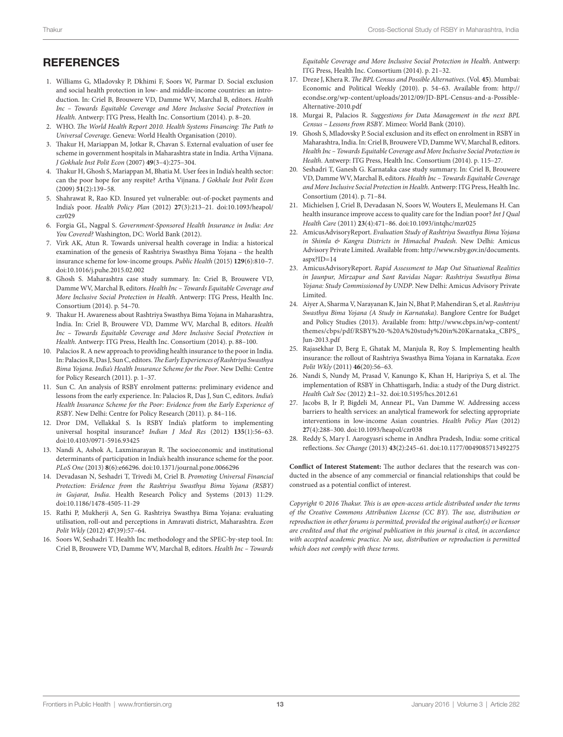## REFERENCES

1. Williams G, Mladovsky P, Dkhimi F, Soors W, Parmar D. Social exclusion and social health protection in low- and middle-income countries: an introduction. In: Criel B, Brouwere VD, Damme WV, Marchal B, editors. *Health Inc – Towards Equitable Coverage and More Inclusive Social Protection in Health*. Antwerp: ITG Press, Health Inc. Consortium (2014). p. 8–20.
2. WHO. *The World Health Report 2010. Health Systems Financing: The Path to Universal Coverage*. Geneva: World Health Organisation (2010).
3. Thakur H, Mariappan M, Jotkar R, Chavan S. External evaluation of user fee scheme in government hospitals in Maharashtra state in India. Artha Vijnana. *J Gokhale Inst Polit Econ* (2007) **49**(3–4):275–304.
4. Thakur H, Ghosh S, Mariappan M, Bhatia M. User fees in India's health sector: can the poor hope for any respite? Artha Vijnana. *J Gokhale Inst Polit Econ* (2009) **51**(2):139–58.
5. Shahrawat R, Rao KD. Insured yet vulnerable: out-of-pocket payments and India's poor. *Health Policy Plan* (2012) **27**(3):213–21. doi:10.1093/heapol/czr029
6. Forgia GL, Nagpal S. *Government-Sponsored Health Insurance in India: Are You Covered?* Washington, DC: World Bank (2012).
7. Virk AK, Atun R. Towards universal health coverage in India: a historical examination of the genesis of Rashtriya Swasthya Bima Yojana – the health insurance scheme for low-income groups. *Public Health* (2015) **129**(6):810–7. doi:10.1016/j.puhe.2015.02.002
8. Ghosh S. Maharashtra case study summary. In: Criel B, Brouwere VD, Damme WV, Marchal B, editors. *Health Inc – Towards Equitable Coverage and More Inclusive Social Protection in Health*. Antwerp: ITG Press, Health Inc. Consortium (2014). p. 54–70.
9. Thakur H. Awareness about Rashtriya Swasthya Bima Yojana in Maharashtra, India. In: Criel B, Brouwere VD, Damme WV, Marchal B, editors. *Health Inc – Towards Equitable Coverage and More Inclusive Social Protection in Health*. Antwerp: ITG Press, Health Inc. Consortium (2014). p. 88–100.
10. Palacios R. A new approach to providing health insurance to the poor in India. In: Palacios R, Das J, Sun C, editors. *The Early Experiences of Rashtriya Swasthya Bima Yojana. India's Health Insurance Scheme for the Poor*. New Delhi: Centre for Policy Research (2011). p. 1–37.
11. Sun C. An analysis of RSBY enrolment patterns: preliminary evidence and lessons from the early experience. In: Palacios R, Das J, Sun C, editors. *India's Health Insurance Scheme for the Poor: Evidence from the Early Experience of RSBY*. New Delhi: Centre for Policy Research (2011). p. 84–116.
12. Dror DM, Vellakkal S. Is RSBY India's platform to implementing universal hospital insurance? *Indian J Med Res* (2012) **135**(1):56–63. doi:10.4103/0971-5916.93425
13. Nandi A, Ashok A, Laxminarayan R. The socioeconomic and institutional determinants of participation in India's health insurance scheme for the poor. *PLoS One* (2013) **8**(6):e66296. doi:10.1371/journal.pone.0066296
14. Devadasan N, Seshadri T, Trivedi M, Criel B. *Promoting Universal Financial Protection: Evidence from the Rashtriya Swasthya Bima Yojana (RSBY) in Gujarat, India*. Health Research Policy and Systems (2013) 11:29. doi:10.1186/1478-4505-11-29
15. Rathi P, Mukherji A, Sen G. Rashtriya Swasthya Bima Yojana: evaluating utilisation, roll-out and perceptions in Amravati district, Maharashtra. *Econ Polit Wkly* (2012) **47**(39):57–64.
16. Soors W, Seshadri T. Health Inc methodology and the SPEC-by-step tool. In: Criel B, Brouwere VD, Damme WV, Marchal B, editors. *Health Inc – Towards Equitable Coverage and More Inclusive Social Protection in Health*. Antwerp: ITG Press, Health Inc. Consortium (2014). p. 21–32.
17. Dreze J, Khera R. *The BPL Census and Possible Alternatives*. (Vol. **45**). Mumbai: Economic and Political Weekly (2010). p. 54–63. Available from: http://econdse.org/wp-content/uploads/2012/09/JD-BPL-Census-and-a-Possible-Alternative-2010.pdf
18. Murgai R, Palacios R. *Suggestions for Data Management in the next BPL Census – Lessons from RSBY*. Mimeo: World Bank (2010).
19. Ghosh S, Mladovsky P. Social exclusion and its effect on enrolment in RSBY in Maharashtra, India. In: Criel B, Brouwere VD, Damme WV, Marchal B, editors. *Health Inc – Towards Equitable Coverage and More Inclusive Social Protection in Health*. Antwerp: ITG Press, Health Inc. Consortium (2014). p. 115–27.
20. Seshadri T, Ganesh G. Karnataka case study summary. In: Criel B, Brouwere VD, Damme WV, Marchal B, editors. *Health Inc – Towards Equitable Coverage and More Inclusive Social Protection in Health*. Antwerp: ITG Press, Health Inc. Consortium (2014). p. 71–84.
21. Michielsen J, Criel B, Devadasan N, Soors W, Wouters E, Meulemans H. Can health insurance improve access to quality care for the Indian poor? *Int J Qual Health Care* (2011) **23**(4):471–86. doi:10.1093/intqhc/mzr025
22. AmicusAdvisoryReport. *Evaluation Study of Rashtriya Swasthya Bima Yojana in Shimla & Kangra Districts in Himachal Pradesh*. New Delhi: Amicus Advisory Private Limited. Available from: http://www.rsby.gov.in/documents.aspx?ID=14
23. AmicusAdvisoryReport. *Rapid Assessment to Map Out Situational Realities in Jaunpur, Mirzapur and Sant Ravidas Nagar: Rashtriya Swasthya Bima Yojana: Study Commissioned by UNDP*. New Delhi: Amicus Advisory Private Limited.
24. Aiyer A, Sharma V, Narayanan K, Jain N, Bhat P, Mahendiran S, et al. *Rashtriya Swasthya Bima Yojana (A Study in Karnataka)*. Banglore Centre for Budget and Policy Studies (2013). Available from: http://www.cbps.in/wp-content/themes/cbps/pdf/RSBY%20-%20A%20study%20in%20Karnataka_CBPS_Jun-2013.pdf
25. Rajasekhar D, Berg E, Ghatak M, Manjula R, Roy S. Implementing health insurance: the rollout of Rashtriya Swasthya Bima Yojana in Karnataka. *Econ Polit Wkly* (2011) **46**(20):56–63.
26. Nandi S, Nundy M, Prasad V, Kanungo K, Khan H, Haripriya S, et al. The implementation of RSBY in Chhattisgarh, India: a study of the Durg district. *Health Cult Soc* (2012) **2**:1–32. doi:10.5195/hcs.2012.61
27. Jacobs B, Ir P, Bigdeli M, Annear PL, Van Damme W. Addressing access barriers to health services: an analytical framework for selecting appropriate interventions in low-income Asian countries. *Health Policy Plan* (2012) **27**(4):288–300. doi:10.1093/heapol/czr038
28. Reddy S, Mary I. Aarogyasri scheme in Andhra Pradesh, India: some critical reflections. *Soc Change* (2013) **43**(2):245–61. doi:10.1177/0049085713492275

**Conflict of Interest Statement:** The author declares that the research was conducted in the absence of any commercial or financial relationships that could be construed as a potential conflict of interest.

*Copyright © 2016 Thakur. This is an open-access article distributed under the terms of the Creative Commons Attribution License (CC BY). The use, distribution or reproduction in other forums is permitted, provided the original author(s) or licensor are credited and that the original publication in this journal is cited, in accordance with accepted academic practice. No use, distribution or reproduction is permitted which does not comply with these terms.*